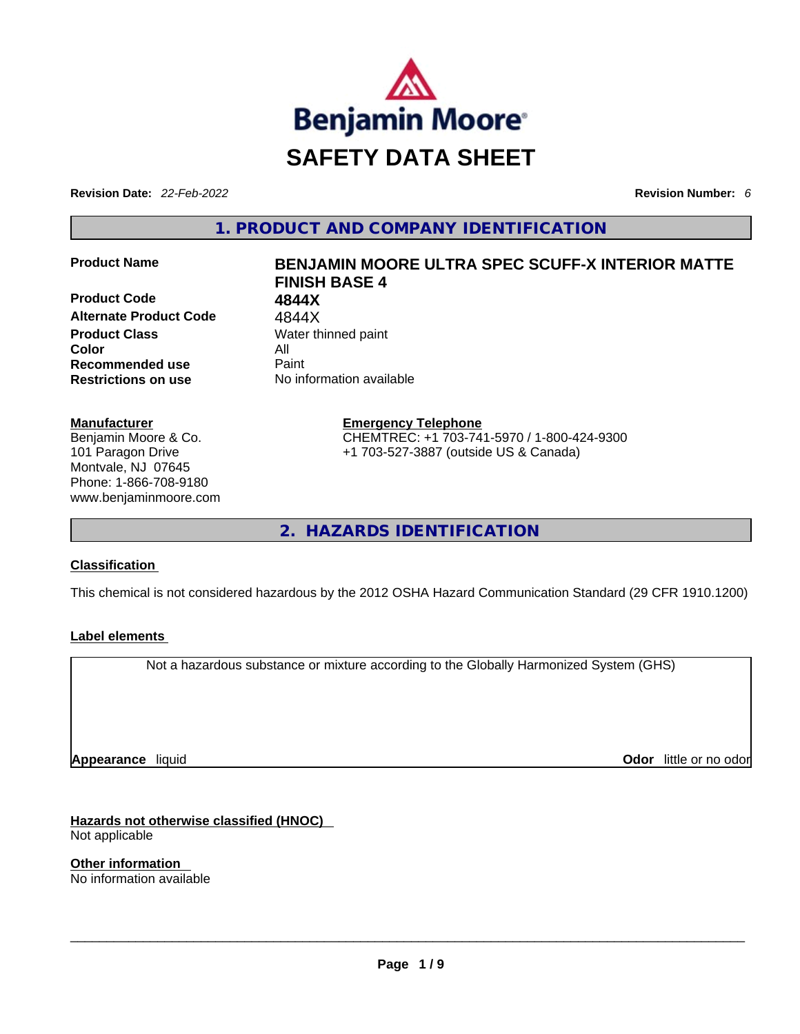Benjamin Moore®

# SAFETY DATA SHEET

**Revision Date:** *22-Feb-2022* **Revision Number:** *6*

## 1. PRODUCT AND COMPANY IDENTIFICATION

| | |
|---|---|
| **Product Name** | **BENJAMIN MOORE ULTRA SPEC SCUFF-X INTERIOR MATTE FINISH BASE 4** |
| **Product Code** | **4844X** |
| **Alternate Product Code** | 4844X |
| **Product Class** | Water thinned paint |
| **Color** | All |
| **Recommended use** | Paint |
| **Restrictions on use** | No information available |

**Manufacturer**
Benjamin Moore & Co.
101 Paragon Drive
Montvale, NJ 07645
Phone: 1-866-708-9180
www.benjaminmoore.com

**Emergency Telephone**
CHEMTREC: +1 703-741-5970 / 1-800-424-9300
+1 703-527-3887 (outside US & Canada)

## 2. HAZARDS IDENTIFICATION

**Classification**

This chemical is not considered hazardous by the 2012 OSHA Hazard Communication Standard (29 CFR 1910.1200)

**Label elements**

Not a hazardous substance or mixture according to the Globally Harmonized System (GHS)

**Appearance** liquid **Odor** little or no odor

**Hazards not otherwise classified (HNOC)**
Not applicable

**Other information**
No information available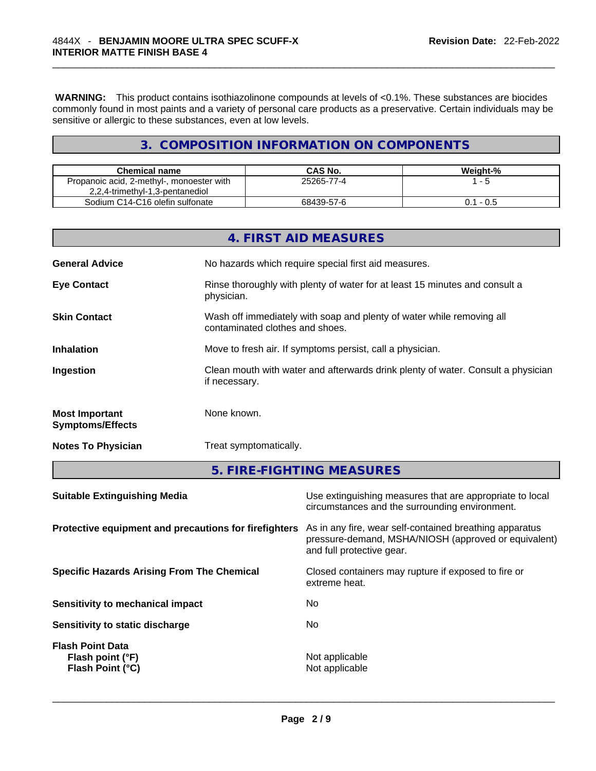**WARNING:** This product contains isothiazolinone compounds at levels of <0.1%. These substances are biocides commonly found in most paints and a variety of personal care products as a preservative. Certain individuals may be sensitive or allergic to these substances, even at low levels.

## 3. COMPOSITION INFORMATION ON COMPONENTS

| Chemical name | CAS No. | Weight-% |
| --- | --- | --- |
| Propanoic acid, 2-methyl-, monoester with 2,2,4-trimethyl-1,3-pentanediol | 25265-77-4 | 1 - 5 |
| Sodium C14-C16 olefin sulfonate | 68439-57-6 | 0.1 - 0.5 |

## 4. FIRST AID MEASURES

**General Advice** No hazards which require special first aid measures.

**Eye Contact** Rinse thoroughly with plenty of water for at least 15 minutes and consult a physician.

**Skin Contact** Wash off immediately with soap and plenty of water while removing all contaminated clothes and shoes.

**Inhalation** Move to fresh air. If symptoms persist, call a physician.

**Ingestion** Clean mouth with water and afterwards drink plenty of water. Consult a physician if necessary.

**Most Important Symptoms/Effects** None known.

**Notes To Physician** Treat symptomatically.

## 5. FIRE-FIGHTING MEASURES

**Suitable Extinguishing Media** Use extinguishing measures that are appropriate to local circumstances and the surrounding environment.

**Protective equipment and precautions for firefighters** As in any fire, wear self-contained breathing apparatus pressure-demand, MSHA/NIOSH (approved or equivalent) and full protective gear.

**Specific Hazards Arising From The Chemical** Closed containers may rupture if exposed to fire or extreme heat.

**Sensitivity to mechanical impact** No

**Sensitivity to static discharge** No

**Flash Point Data**
**Flash point (°F)** Not applicable
**Flash Point (°C)** Not applicable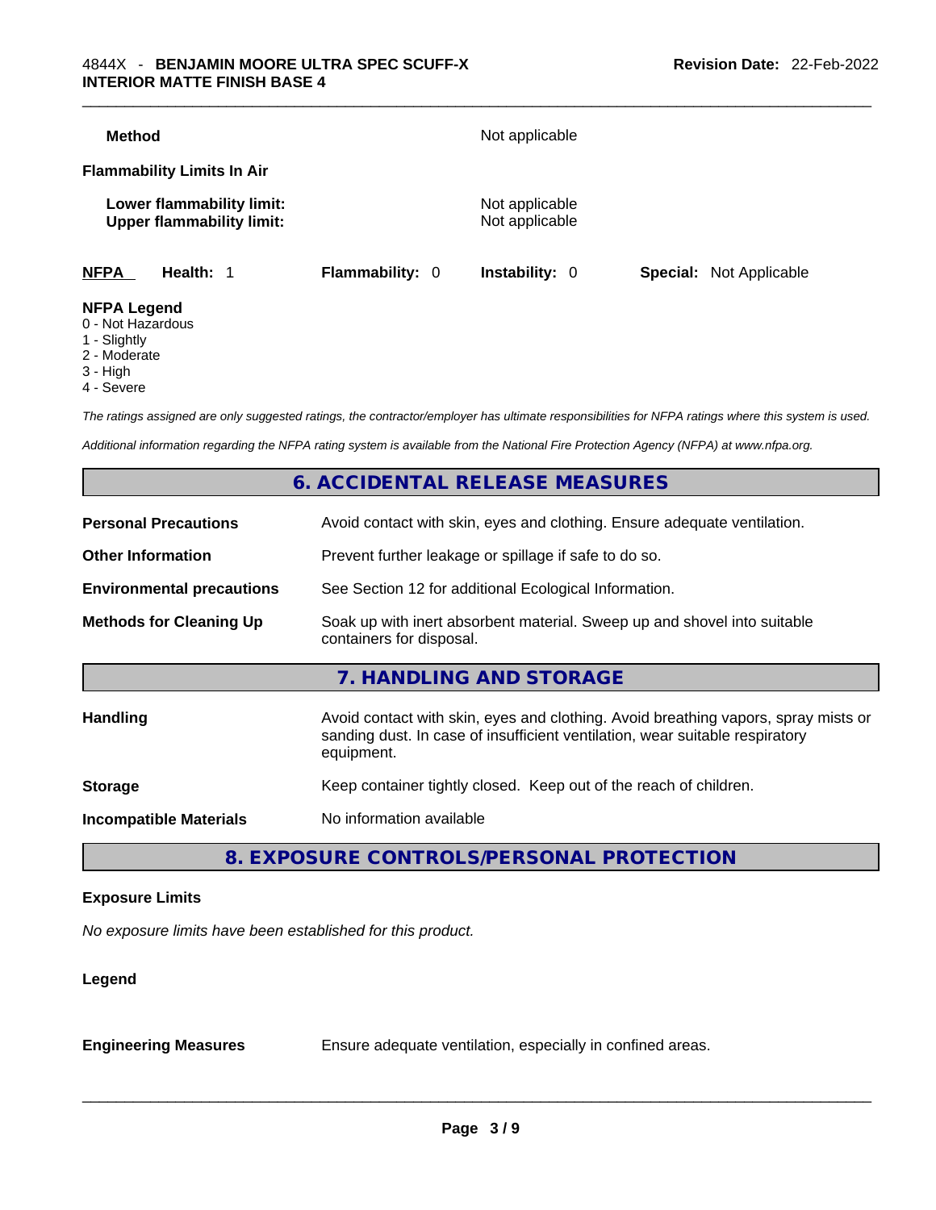| | |
|---|---|
| **Method** | Not applicable |

**Flammability Limits In Air**

| | |
|---|---|
| **Lower flammability limit:** | Not applicable |
| **Upper flammability limit:** | Not applicable |

| **NFPA** | **Health:** 1 | **Flammability:** 0 | **Instability:** 0 | **Special:** Not Applicable |
|---|---|---|---|---|

**NFPA Legend**
0 - Not Hazardous
1 - Slightly
2 - Moderate
3 - High
4 - Severe

*The ratings assigned are only suggested ratings, the contractor/employer has ultimate responsibilities for NFPA ratings where this system is used.*

*Additional information regarding the NFPA rating system is available from the National Fire Protection Agency (NFPA) at www.nfpa.org.*

## 6. ACCIDENTAL RELEASE MEASURES

| | |
|---|---|
| **Personal Precautions** | Avoid contact with skin, eyes and clothing. Ensure adequate ventilation. |
| **Other Information** | Prevent further leakage or spillage if safe to do so. |
| **Environmental precautions** | See Section 12 for additional Ecological Information. |
| **Methods for Cleaning Up** | Soak up with inert absorbent material. Sweep up and shovel into suitable containers for disposal. |

## 7. HANDLING AND STORAGE

| | |
|---|---|
| **Handling** | Avoid contact with skin, eyes and clothing. Avoid breathing vapors, spray mists or sanding dust. In case of insufficient ventilation, wear suitable respiratory equipment. |
| **Storage** | Keep container tightly closed. Keep out of the reach of children. |
| **Incompatible Materials** | No information available |

## 8. EXPOSURE CONTROLS/PERSONAL PROTECTION

**Exposure Limits**

*No exposure limits have been established for this product.*

**Legend**

| | |
|---|---|
| **Engineering Measures** | Ensure adequate ventilation, especially in confined areas. |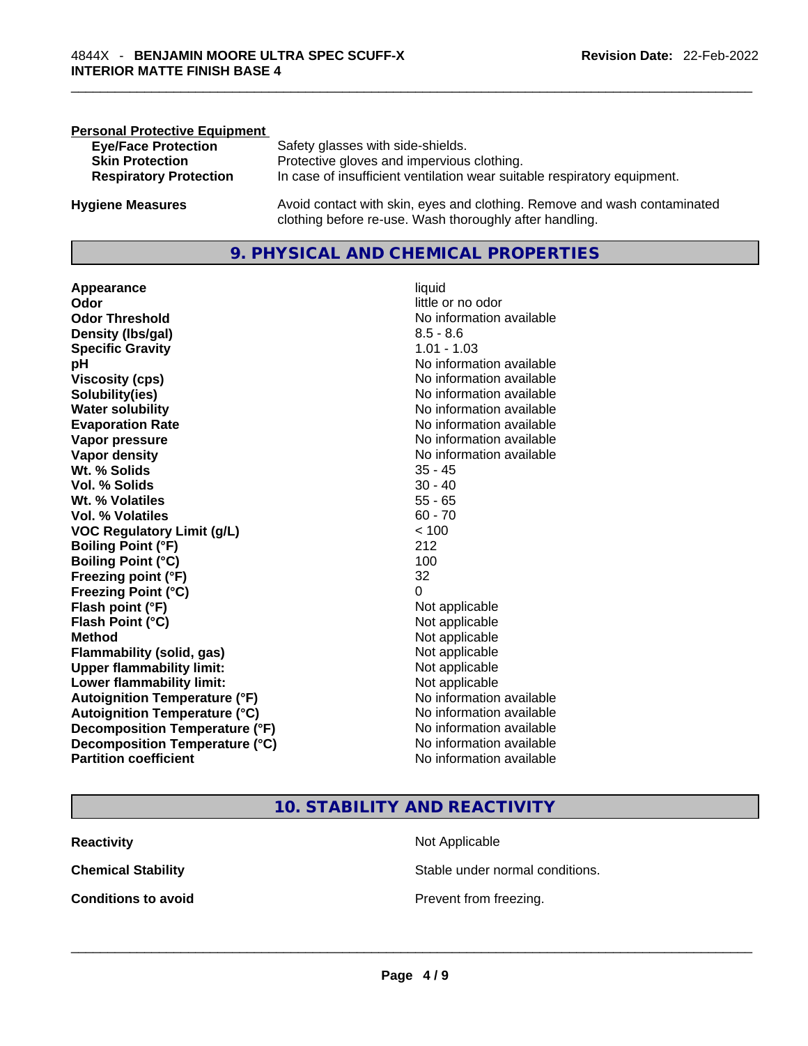**Personal Protective Equipment**

| | |
|---|---|
| **Eye/Face Protection** | Safety glasses with side-shields. |
| **Skin Protection** | Protective gloves and impervious clothing. |
| **Respiratory Protection** | In case of insufficient ventilation wear suitable respiratory equipment. |

| | |
|---|---|
| **Hygiene Measures** | Avoid contact with skin, eyes and clothing. Remove and wash contaminated clothing before re-use. Wash thoroughly after handling. |

## 9. PHYSICAL AND CHEMICAL PROPERTIES

| | |
|---|---|
| **Appearance** | liquid |
| **Odor** | little or no odor |
| **Odor Threshold** | No information available |
| **Density (lbs/gal)** | 8.5 - 8.6 |
| **Specific Gravity** | 1.01 - 1.03 |
| **pH** | No information available |
| **Viscosity (cps)** | No information available |
| **Solubility(ies)** | No information available |
| **Water solubility** | No information available |
| **Evaporation Rate** | No information available |
| **Vapor pressure** | No information available |
| **Vapor density** | No information available |
| **Wt. % Solids** | 35 - 45 |
| **Vol. % Solids** | 30 - 40 |
| **Wt. % Volatiles** | 55 - 65 |
| **Vol. % Volatiles** | 60 - 70 |
| **VOC Regulatory Limit (g/L)** | < 100 |
| **Boiling Point (°F)** | 212 |
| **Boiling Point (°C)** | 100 |
| **Freezing point (°F)** | 32 |
| **Freezing Point (°C)** | 0 |
| **Flash point (°F)** | Not applicable |
| **Flash Point (°C)** | Not applicable |
| **Method** | Not applicable |
| **Flammability (solid, gas)** | Not applicable |
| **Upper flammability limit:** | Not applicable |
| **Lower flammability limit:** | Not applicable |
| **Autoignition Temperature (°F)** | No information available |
| **Autoignition Temperature (°C)** | No information available |
| **Decomposition Temperature (°F)** | No information available |
| **Decomposition Temperature (°C)** | No information available |
| **Partition coefficient** | No information available |

## 10. STABILITY AND REACTIVITY

| | |
|---|---|
| **Reactivity** | Not Applicable |
| **Chemical Stability** | Stable under normal conditions. |
| **Conditions to avoid** | Prevent from freezing. |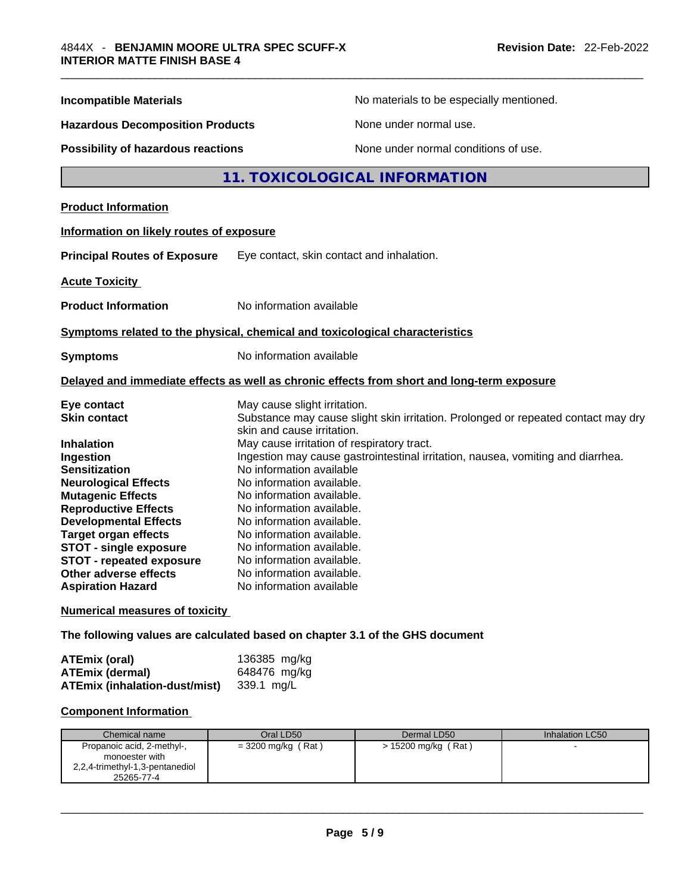| | |
|---|---|
| **Incompatible Materials** | No materials to be especially mentioned. |
| **Hazardous Decomposition Products** | None under normal use. |
| **Possibility of hazardous reactions** | None under normal conditions of use. |

## 11. TOXICOLOGICAL INFORMATION

**Product Information**

**Information on likely routes of exposure**

**Principal Routes of Exposure** Eye contact, skin contact and inhalation.

**Acute Toxicity**

**Product Information** No information available

**Symptoms related to the physical, chemical and toxicological characteristics**

**Symptoms** No information available

**Delayed and immediate effects as well as chronic effects from short and long-term exposure**

| | |
|---|---|
| **Eye contact** | May cause slight irritation. |
| **Skin contact** | Substance may cause slight skin irritation. Prolonged or repeated contact may dry skin and cause irritation. |
| **Inhalation** | May cause irritation of respiratory tract. |
| **Ingestion** | Ingestion may cause gastrointestinal irritation, nausea, vomiting and diarrhea. |
| **Sensitization** | No information available |
| **Neurological Effects** | No information available. |
| **Mutagenic Effects** | No information available. |
| **Reproductive Effects** | No information available. |
| **Developmental Effects** | No information available. |
| **Target organ effects** | No information available. |
| **STOT - single exposure** | No information available. |
| **STOT - repeated exposure** | No information available. |
| **Other adverse effects** | No information available. |
| **Aspiration Hazard** | No information available |

**Numerical measures of toxicity**

**The following values are calculated based on chapter 3.1 of the GHS document**

| | |
|---|---|
| **ATEmix (oral)** | 136385 mg/kg |
| **ATEmix (dermal)** | 648476 mg/kg |
| **ATEmix (inhalation-dust/mist)** | 339.1 mg/L |

**Component Information**

| Chemical name | Oral LD50 | Dermal LD50 | Inhalation LC50 |
|---|---|---|---|
| Propanoic acid, 2-methyl-, monoester with 2,2,4-trimethyl-1,3-pentanediol 25265-77-4 | = 3200 mg/kg ( Rat ) | > 15200 mg/kg ( Rat ) | - |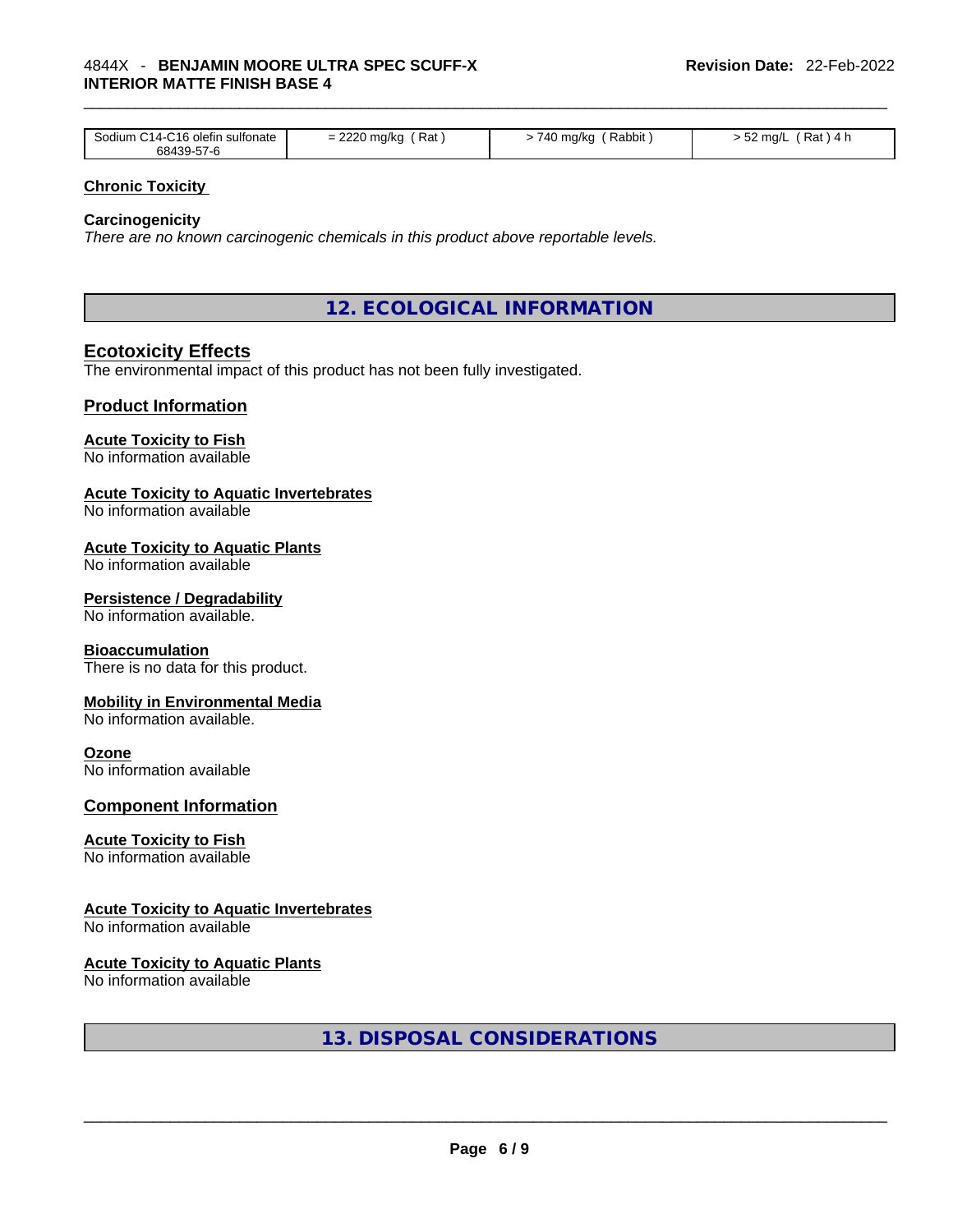| Sodium C14-C16 olefin sulfonate 68439-57-6 | = 2220 mg/kg ( Rat ) | > 740 mg/kg ( Rabbit ) | > 52 mg/L ( Rat ) 4 h |
|---|---|---|---|

**Chronic Toxicity**

**Carcinogenicity**

*There are no known carcinogenic chemicals in this product above reportable levels.*

## 12. ECOLOGICAL INFORMATION

### Ecotoxicity Effects

The environmental impact of this product has not been fully investigated.

### Product Information

**Acute Toxicity to Fish**

No information available

**Acute Toxicity to Aquatic Invertebrates**

No information available

**Acute Toxicity to Aquatic Plants**

No information available

**Persistence / Degradability**

No information available.

**Bioaccumulation**

There is no data for this product.

**Mobility in Environmental Media**

No information available.

**Ozone**

No information available

### Component Information

**Acute Toxicity to Fish**

No information available

**Acute Toxicity to Aquatic Invertebrates**

No information available

**Acute Toxicity to Aquatic Plants**

No information available

## 13. DISPOSAL CONSIDERATIONS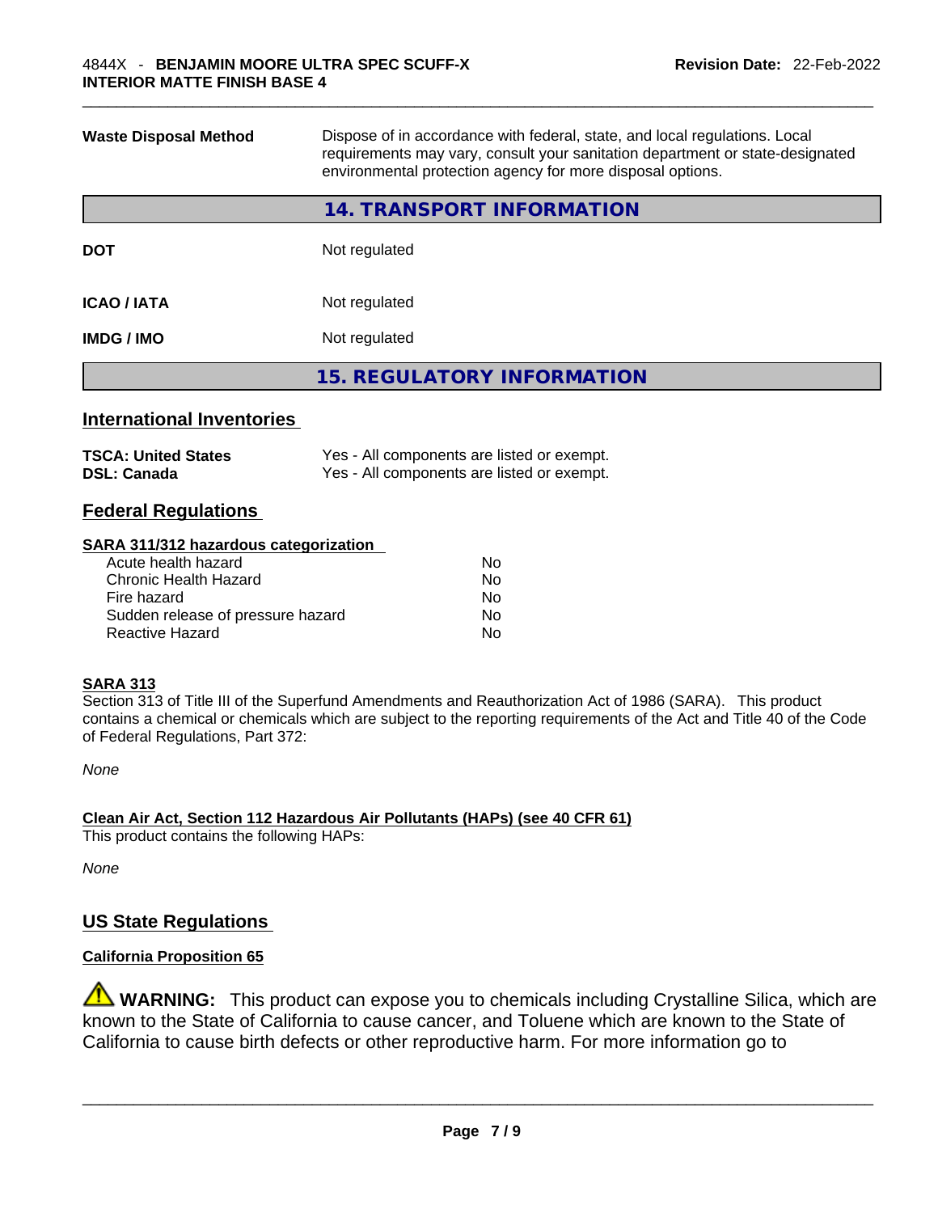| | |
|---|---|
| **Waste Disposal Method** | Dispose of in accordance with federal, state, and local regulations. Local requirements may vary, consult your sanitation department or state-designated environmental protection agency for more disposal options. |

## 14. TRANSPORT INFORMATION

| | |
|---|---|
| **DOT** | Not regulated |
| **ICAO / IATA** | Not regulated |
| **IMDG / IMO** | Not regulated |

## 15. REGULATORY INFORMATION

### International Inventories

| | |
|---|---|
| **TSCA: United States** | Yes - All components are listed or exempt. |
| **DSL: Canada** | Yes - All components are listed or exempt. |

### Federal Regulations

**SARA 311/312 hazardous categorization**

| | |
|---|---|
| Acute health hazard | No |
| Chronic Health Hazard | No |
| Fire hazard | No |
| Sudden release of pressure hazard | No |
| Reactive Hazard | No |

**SARA 313**

Section 313 of Title III of the Superfund Amendments and Reauthorization Act of 1986 (SARA). This product contains a chemical or chemicals which are subject to the reporting requirements of the Act and Title 40 of the Code of Federal Regulations, Part 372:

*None*

**Clean Air Act, Section 112 Hazardous Air Pollutants (HAPs) (see 40 CFR 61)**

This product contains the following HAPs:

*None*

### US State Regulations

**California Proposition 65**

⚠ **WARNING:** This product can expose you to chemicals including Crystalline Silica, which are known to the State of California to cause cancer, and Toluene which are known to the State of California to cause birth defects or other reproductive harm. For more information go to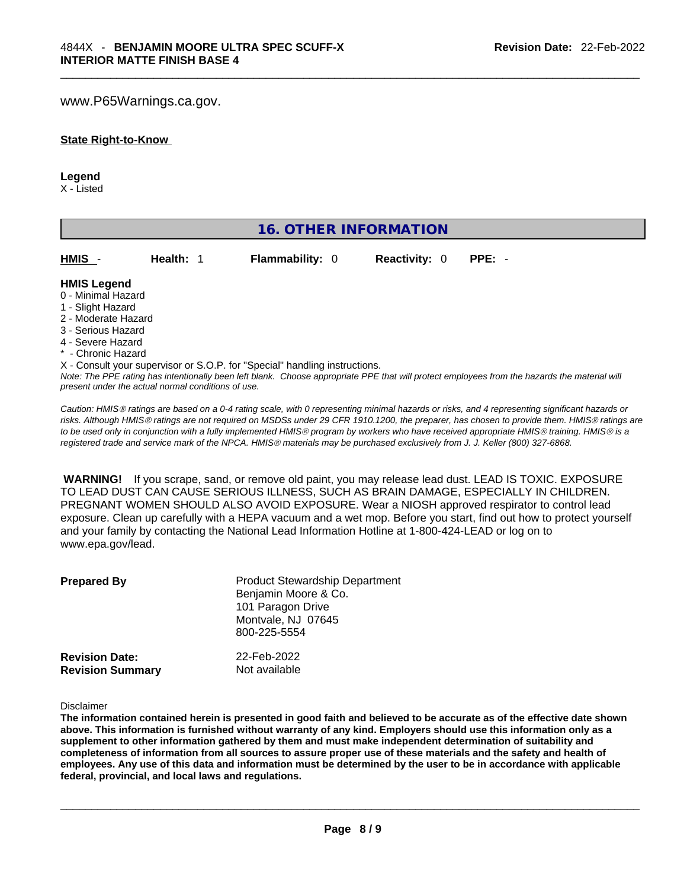www.P65Warnings.ca.gov.

**State Right-to-Know**

**Legend**
X - Listed

## 16. OTHER INFORMATION

| **HMIS** - | **Health:** 1 | **Flammability:** 0 | **Reactivity:** 0 | **PPE:** - |
|---|---|---|---|---|

**HMIS Legend**
0 - Minimal Hazard
1 - Slight Hazard
2 - Moderate Hazard
3 - Serious Hazard
4 - Severe Hazard
* - Chronic Hazard
X - Consult your supervisor or S.O.P. for "Special" handling instructions.

*Note: The PPE rating has intentionally been left blank. Choose appropriate PPE that will protect employees from the hazards the material will present under the actual normal conditions of use.*

*Caution: HMIS® ratings are based on a 0-4 rating scale, with 0 representing minimal hazards or risks, and 4 representing significant hazards or risks. Although HMIS® ratings are not required on MSDSs under 29 CFR 1910.1200, the preparer, has chosen to provide them. HMIS® ratings are to be used only in conjunction with a fully implemented HMIS® program by workers who have received appropriate HMIS® training. HMIS® is a registered trade and service mark of the NPCA. HMIS® materials may be purchased exclusively from J. J. Keller (800) 327-6868.*

**WARNING!** If you scrape, sand, or remove old paint, you may release lead dust. LEAD IS TOXIC. EXPOSURE TO LEAD DUST CAN CAUSE SERIOUS ILLNESS, SUCH AS BRAIN DAMAGE, ESPECIALLY IN CHILDREN. PREGNANT WOMEN SHOULD ALSO AVOID EXPOSURE. Wear a NIOSH approved respirator to control lead exposure. Clean up carefully with a HEPA vacuum and a wet mop. Before you start, find out how to protect yourself and your family by contacting the National Lead Information Hotline at 1-800-424-LEAD or log on to www.epa.gov/lead.

**Prepared By**
Product Stewardship Department
Benjamin Moore & Co.
101 Paragon Drive
Montvale, NJ 07645
800-225-5554

**Revision Date:** 22-Feb-2022
**Revision Summary** Not available

Disclaimer
**The information contained herein is presented in good faith and believed to be accurate as of the effective date shown above. This information is furnished without warranty of any kind. Employers should use this information only as a supplement to other information gathered by them and must make independent determination of suitability and completeness of information from all sources to assure proper use of these materials and the safety and health of employees. Any use of this data and information must be determined by the user to be in accordance with applicable federal, provincial, and local laws and regulations.**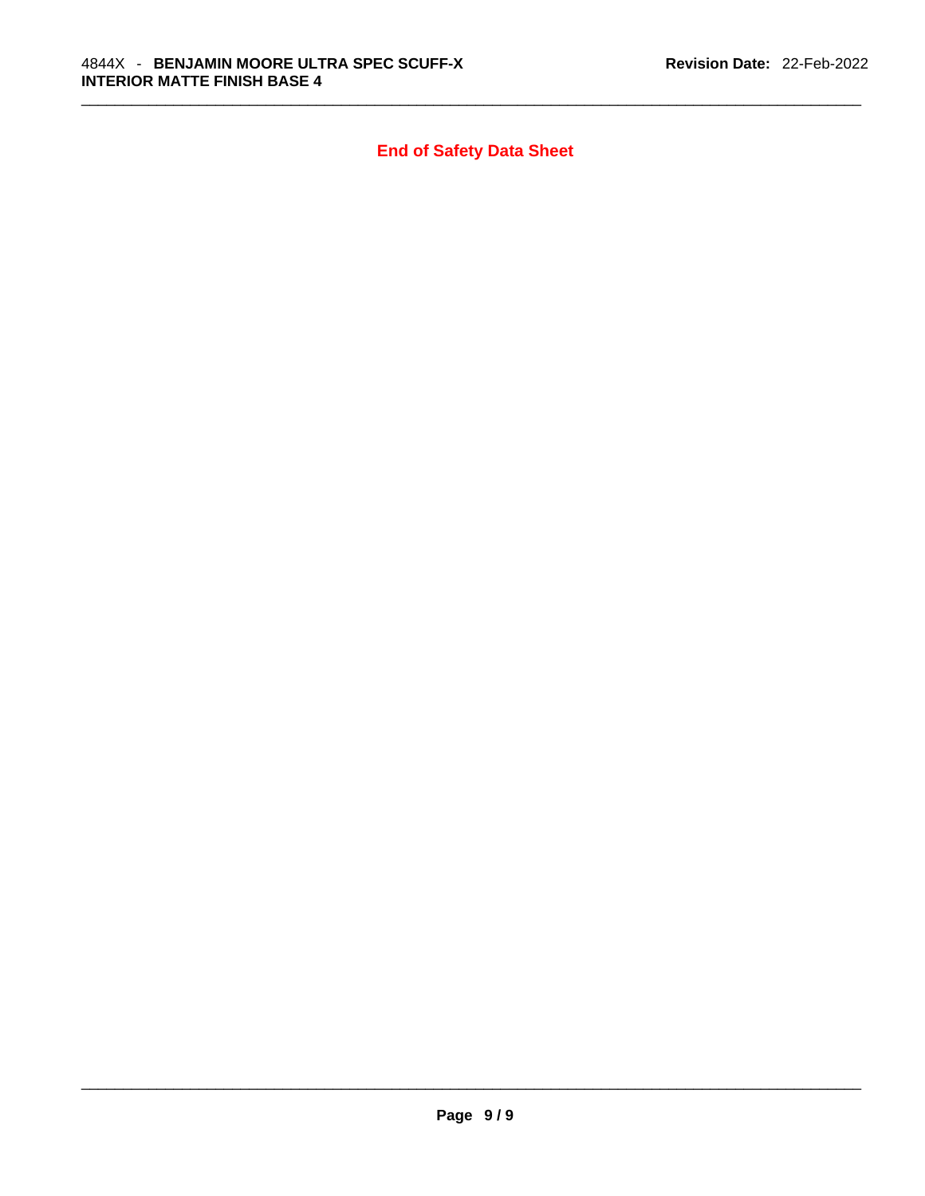**End of Safety Data Sheet**